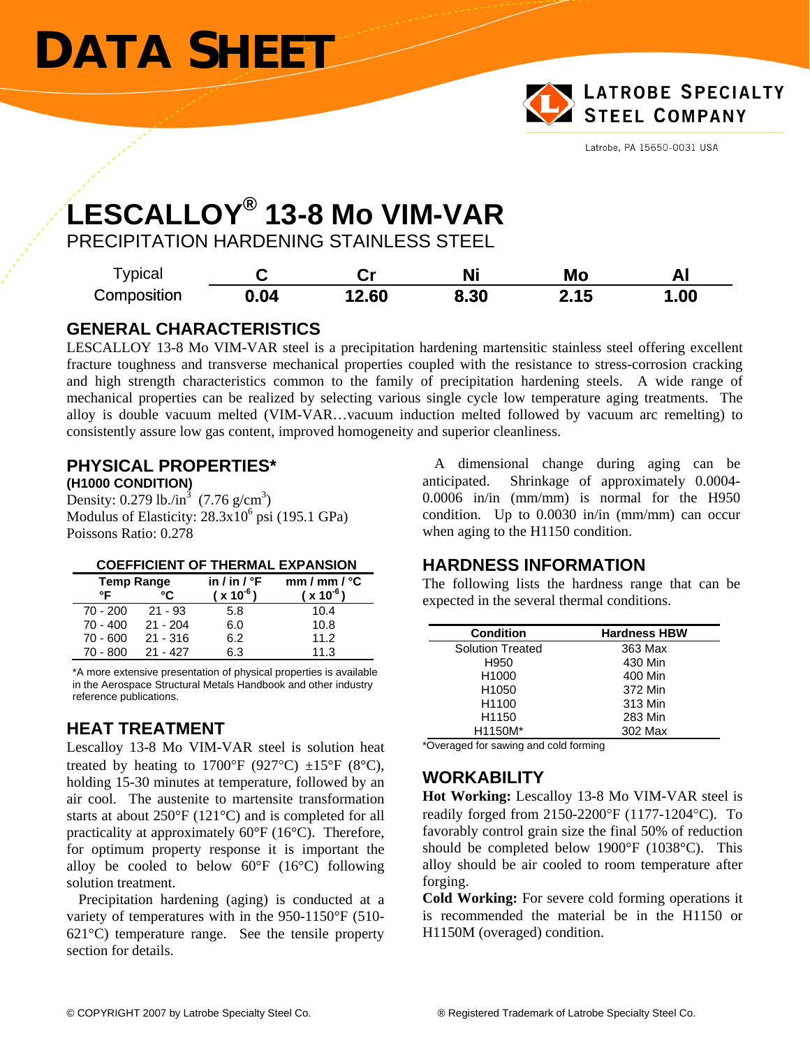# DATA SHEET

LATROBE SPECIALTY STEEL COMPANY

Latrobe, PA 15650-0031 USA

# LESCALLOY® 13-8 Mo VIM-VAR

PRECIPITATION HARDENING STAINLESS STEEL

| Typical Composition | C | Cr | Ni | Mo | Al |
|---|---|---|---|---|---|
| | 0.04 | 12.60 | 8.30 | 2.15 | 1.00 |

## GENERAL CHARACTERISTICS

LESCALLOY 13-8 Mo VIM-VAR steel is a precipitation hardening martensitic stainless steel offering excellent fracture toughness and transverse mechanical properties coupled with the resistance to stress-corrosion cracking and high strength characteristics common to the family of precipitation hardening steels. A wide range of mechanical properties can be realized by selecting various single cycle low temperature aging treatments. The alloy is double vacuum melted (VIM-VAR…vacuum induction melted followed by vacuum arc remelting) to consistently assure low gas content, improved homogeneity and superior cleanliness.

## PHYSICAL PROPERTIES*

**(H1000 CONDITION)**

Density: 0.279 lb./in$^3$ (7.76 g/cm$^3$)
Modulus of Elasticity: 28.3x10$^6$ psi (195.1 GPa)
Poissons Ratio: 0.278

**COEFFICIENT OF THERMAL EXPANSION**

| Temp Range °F | Temp Range °C | in / in / °F ( x 10$^{-6}$ ) | mm / mm / °C ( x 10$^{-6}$ ) |
|---|---|---|---|
| 70 - 200 | 21 - 93 | 5.8 | 10.4 |
| 70 - 400 | 21 - 204 | 6.0 | 10.8 |
| 70 - 600 | 21 - 316 | 6.2 | 11.2 |
| 70 - 800 | 21 - 427 | 6.3 | 11.3 |

*A more extensive presentation of physical properties is available in the Aerospace Structural Metals Handbook and other industry reference publications.

A dimensional change during aging can be anticipated. Shrinkage of approximately 0.0004-0.0006 in/in (mm/mm) is normal for the H950 condition. Up to 0.0030 in/in (mm/mm) can occur when aging to the H1150 condition.

## HEAT TREATMENT

Lescalloy 13-8 Mo VIM-VAR steel is solution heat treated by heating to 1700°F (927°C) ±15°F (8°C), holding 15-30 minutes at temperature, followed by an air cool. The austenite to martensite transformation starts at about 250°F (121°C) and is completed for all practicality at approximately 60°F (16°C). Therefore, for optimum property response it is important the alloy be cooled to below 60°F (16°C) following solution treatment.

Precipitation hardening (aging) is conducted at a variety of temperatures with in the 950-1150°F (510-621°C) temperature range. See the tensile property section for details.

## HARDNESS INFORMATION

The following lists the hardness range that can be expected in the several thermal conditions.

| Condition | Hardness HBW |
|---|---|
| Solution Treated | 363 Max |
| H950 | 430 Min |
| H1000 | 400 Min |
| H1050 | 372 Min |
| H1100 | 313 Min |
| H1150 | 283 Min |
| H1150M* | 302 Max |

*Overaged for sawing and cold forming

## WORKABILITY

**Hot Working:** Lescalloy 13-8 Mo VIM-VAR steel is readily forged from 2150-2200°F (1177-1204°C). To favorably control grain size the final 50% of reduction should be completed below 1900°F (1038°C). This alloy should be air cooled to room temperature after forging.

**Cold Working:** For severe cold forming operations it is recommended the material be in the H1150 or H1150M (overaged) condition.

© COPYRIGHT 2007 by Latrobe Specialty Steel Co. ® Registered Trademark of Latrobe Specialty Steel Co.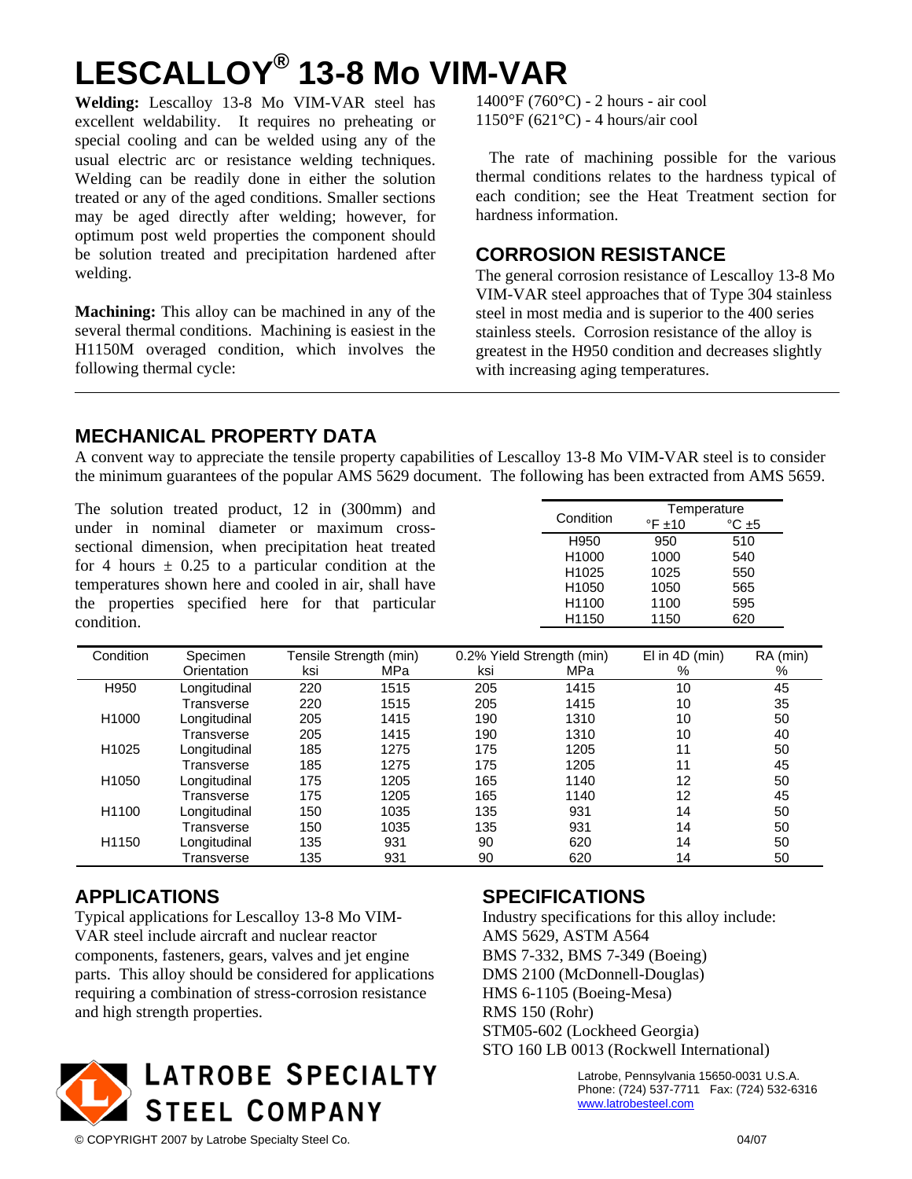// LESCALLOY® 13-8 Mo VIM-VAR

**Welding:** Lescalloy 13-8 Mo VIM-VAR steel has excellent weldability. It requires no preheating or special cooling and can be welded using any of the usual electric arc or resistance welding techniques. Welding can be readily done in either the solution treated or any of the aged conditions. Smaller sections may be aged directly after welding; however, for optimum post weld properties the component should be solution treated and precipitation hardened after welding.

**Machining:** This alloy can be machined in any of the several thermal conditions. Machining is easiest in the H1150M overaged condition, which involves the following thermal cycle:

1400°F (760°C) - 2 hours - air cool
1150°F (621°C) - 4 hours/air cool

The rate of machining possible for the various thermal conditions relates to the hardness typical of each condition; see the Heat Treatment section for hardness information.

## CORROSION RESISTANCE

The general corrosion resistance of Lescalloy 13-8 Mo VIM-VAR steel approaches that of Type 304 stainless steel in most media and is superior to the 400 series stainless steels. Corrosion resistance of the alloy is greatest in the H950 condition and decreases slightly with increasing aging temperatures.

## MECHANICAL PROPERTY DATA

A convent way to appreciate the tensile property capabilities of Lescalloy 13-8 Mo VIM-VAR steel is to consider the minimum guarantees of the popular AMS 5629 document. The following has been extracted from AMS 5659.

The solution treated product, 12 in (300mm) and under in nominal diameter or maximum cross-sectional dimension, when precipitation heat treated for 4 hours ± 0.25 to a particular condition at the temperatures shown here and cooled in air, shall have the properties specified here for that particular condition.

| Condition | Temperature | |
|---|---|---|
| | °F ±10 | °C ±5 |
| H950 | 950 | 510 |
| H1000 | 1000 | 540 |
| H1025 | 1025 | 550 |
| H1050 | 1050 | 565 |
| H1100 | 1100 | 595 |
| H1150 | 1150 | 620 |

| Condition | Specimen Orientation | Tensile Strength (min) | | 0.2% Yield Strength (min) | | El in 4D (min) | RA (min) |
|---|---|---|---|---|---|---|---|
| | | ksi | MPa | ksi | MPa | % | % |
| H950 | Longitudinal | 220 | 1515 | 205 | 1415 | 10 | 45 |
| | Transverse | 220 | 1515 | 205 | 1415 | 10 | 35 |
| H1000 | Longitudinal | 205 | 1415 | 190 | 1310 | 10 | 50 |
| | Transverse | 205 | 1415 | 190 | 1310 | 10 | 40 |
| H1025 | Longitudinal | 185 | 1275 | 175 | 1205 | 11 | 50 |
| | Transverse | 185 | 1275 | 175 | 1205 | 11 | 45 |
| H1050 | Longitudinal | 175 | 1205 | 165 | 1140 | 12 | 50 |
| | Transverse | 175 | 1205 | 165 | 1140 | 12 | 45 |
| H1100 | Longitudinal | 150 | 1035 | 135 | 931 | 14 | 50 |
| | Transverse | 150 | 1035 | 135 | 931 | 14 | 50 |
| H1150 | Longitudinal | 135 | 931 | 90 | 620 | 14 | 50 |
| | Transverse | 135 | 931 | 90 | 620 | 14 | 50 |

## APPLICATIONS

Typical applications for Lescalloy 13-8 Mo VIM-VAR steel include aircraft and nuclear reactor components, fasteners, gears, valves and jet engine parts. This alloy should be considered for applications requiring a combination of stress-corrosion resistance and high strength properties.

## SPECIFICATIONS

Industry specifications for this alloy include:

AMS 5629, ASTM A564
BMS 7-332, BMS 7-349 (Boeing)
DMS 2100 (McDonnell-Douglas)
HMS 6-1105 (Boeing-Mesa)
RMS 150 (Rohr)
STM05-602 (Lockheed Georgia)
STO 160 LB 0013 (Rockwell International)

LATROBE SPECIALTY STEEL COMPANY

Latrobe, Pennsylvania 15650-0031 U.S.A.
Phone: (724) 537-7711 Fax: (724) 532-6316
www.latrobesteel.com

© COPYRIGHT 2007 by Latrobe Specialty Steel Co.

04/07